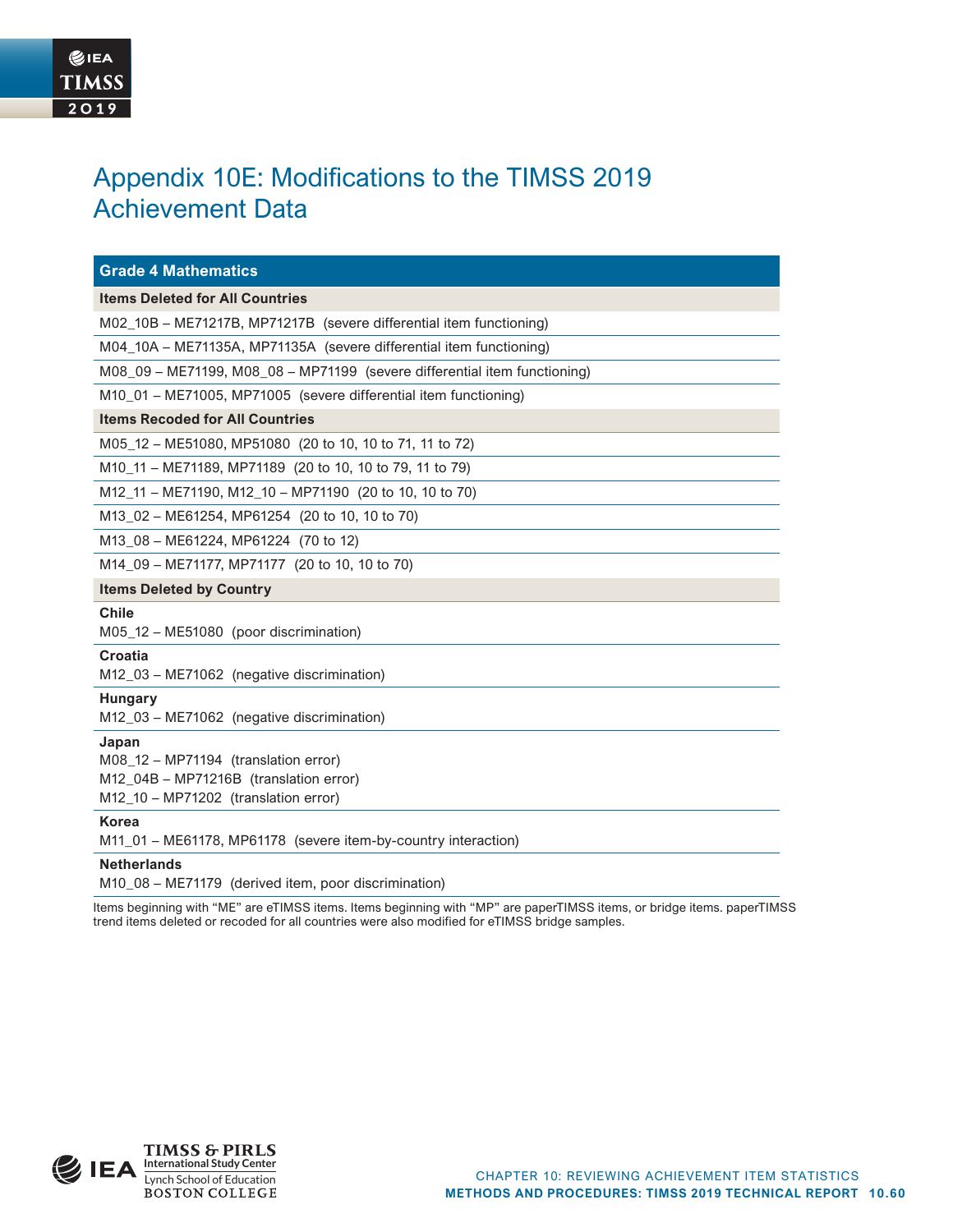# Appendix 10E: Modifications to the TIMSS 2019 Achievement Data

| Grade 4 Mathematics |
| --- |
| **Items Deleted for All Countries** |
| M02_10B – ME71217B, MP71217B  (severe differential item functioning) |
| M04_10A – ME71135A, MP71135A  (severe differential item functioning) |
| M08_09 – ME71199, M08_08 – MP71199  (severe differential item functioning) |
| M10_01 – ME71005, MP71005  (severe differential item functioning) |
| **Items Recoded for All Countries** |
| M05_12 – ME51080, MP51080  (20 to 10, 10 to 71, 11 to 72) |
| M10_11 – ME71189, MP71189  (20 to 10, 10 to 79, 11 to 79) |
| M12_11 – ME71190, M12_10 – MP71190  (20 to 10, 10 to 70) |
| M13_02 – ME61254, MP61254  (20 to 10, 10 to 70) |
| M13_08 – ME61224, MP61224  (70 to 12) |
| M14_09 – ME71177, MP71177  (20 to 10, 10 to 70) |
| **Items Deleted by Country** |
| **Chile**<br>M05_12 – ME51080  (poor discrimination) |
| **Croatia**<br>M12_03 – ME71062  (negative discrimination) |
| **Hungary**<br>M12_03 – ME71062  (negative discrimination) |
| **Japan**<br>M08_12 – MP71194  (translation error)<br>M12_04B – MP71216B  (translation error)<br>M12_10 – MP71202  (translation error) |
| **Korea**<br>M11_01 – ME61178, MP61178  (severe item-by-country interaction) |
| **Netherlands**<br>M10_08 – ME71179  (derived item, poor discrimination) |

Items beginning with "ME" are eTIMSS items. Items beginning with "MP" are paperTIMSS items, or bridge items. paperTIMSS trend items deleted or recoded for all countries were also modified for eTIMSS bridge samples.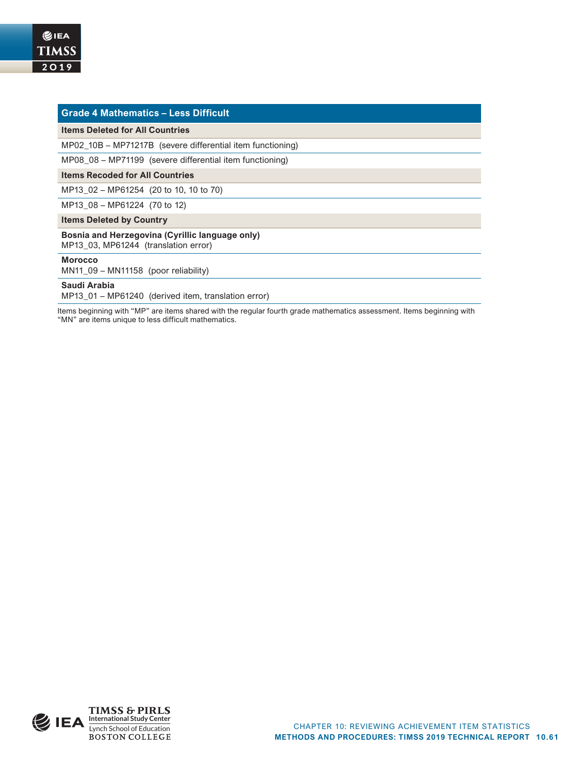| Grade 4 Mathematics – Less Difficult |
|---|
| **Items Deleted for All Countries** |
| MP02_10B – MP71217B (severe differential item functioning) |
| MP08_08 – MP71199 (severe differential item functioning) |
| **Items Recoded for All Countries** |
| MP13_02 – MP61254 (20 to 10, 10 to 70) |
| MP13_08 – MP61224 (70 to 12) |
| **Items Deleted by Country** |
| **Bosnia and Herzegovina (Cyrillic language only)**<br>MP13_03, MP61244 (translation error) |
| **Morocco**<br>MN11_09 – MN11158 (poor reliability) |
| **Saudi Arabia**<br>MP13_01 – MP61240 (derived item, translation error) |

Items beginning with "MP" are items shared with the regular fourth grade mathematics assessment. Items beginning with "MN" are items unique to less difficult mathematics.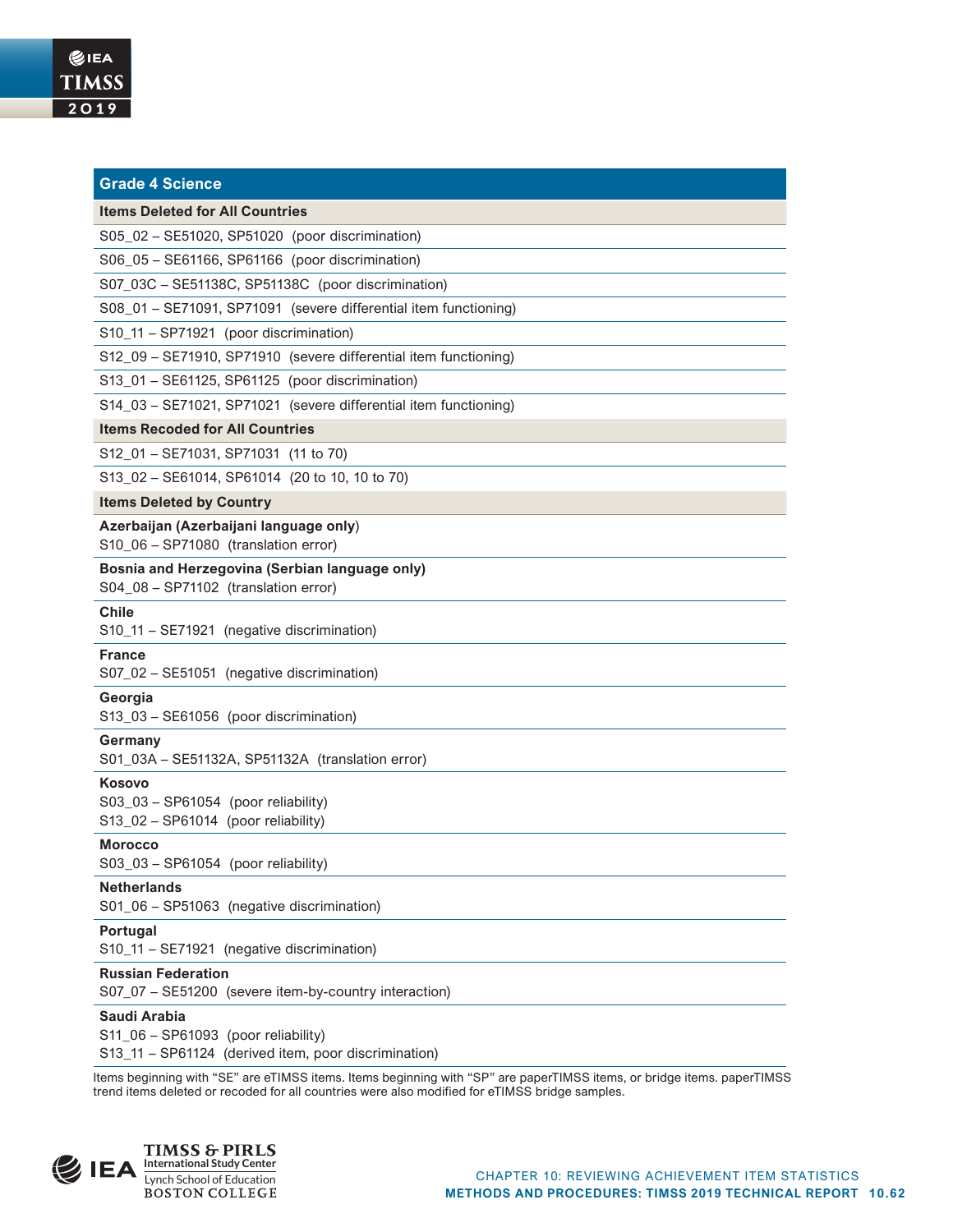| Grade 4 Science |
|---|
| **Items Deleted for All Countries** |
| S05_02 – SE51020, SP51020  (poor discrimination) |
| S06_05 – SE61166, SP61166  (poor discrimination) |
| S07_03C – SE51138C, SP51138C  (poor discrimination) |
| S08_01 – SE71091, SP71091  (severe differential item functioning) |
| S10_11 – SP71921  (poor discrimination) |
| S12_09 – SE71910, SP71910  (severe differential item functioning) |
| S13_01 – SE61125, SP61125  (poor discrimination) |
| S14_03 – SE71021, SP71021  (severe differential item functioning) |
| **Items Recoded for All Countries** |
| S12_01 – SE71031, SP71031  (11 to 70) |
| S13_02 – SE61014, SP61014  (20 to 10, 10 to 70) |
| **Items Deleted by Country** |
| **Azerbaijan (Azerbaijani language only)**<br>S10_06 – SP71080  (translation error) |
| **Bosnia and Herzegovina (Serbian language only)**<br>S04_08 – SP71102  (translation error) |
| **Chile**<br>S10_11 – SE71921  (negative discrimination) |
| **France**<br>S07_02 – SE51051  (negative discrimination) |
| **Georgia**<br>S13_03 – SE61056  (poor discrimination) |
| **Germany**<br>S01_03A – SE51132A, SP51132A  (translation error) |
| **Kosovo**<br>S03_03 – SP61054  (poor reliability)<br>S13_02 – SP61014  (poor reliability) |
| **Morocco**<br>S03_03 – SP61054  (poor reliability) |
| **Netherlands**<br>S01_06 – SP51063  (negative discrimination) |
| **Portugal**<br>S10_11 – SE71921  (negative discrimination) |
| **Russian Federation**<br>S07_07 – SE51200  (severe item-by-country interaction) |
| **Saudi Arabia**<br>S11_06 – SP61093  (poor reliability)<br>S13_11 – SP61124  (derived item, poor discrimination) |

Items beginning with "SE" are eTIMSS items. Items beginning with "SP" are paperTIMSS items, or bridge items. paperTIMSS trend items deleted or recoded for all countries were also modified for eTIMSS bridge samples.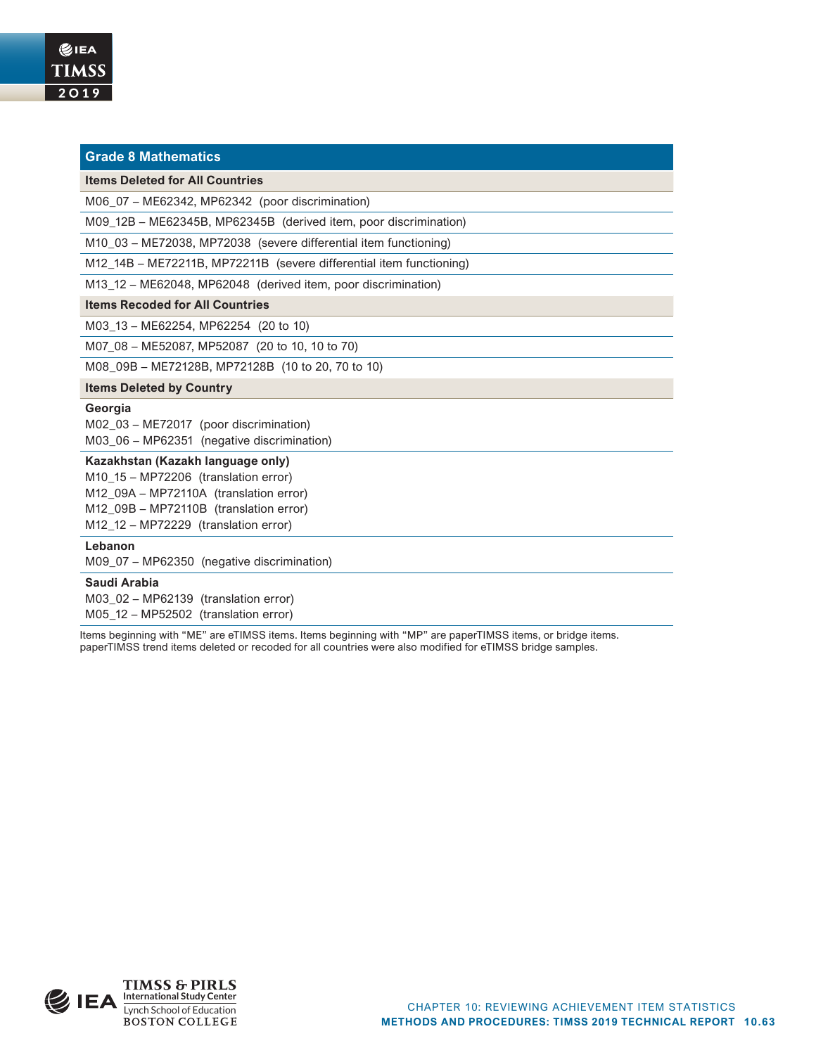| Grade 8 Mathematics |
|---|
| **Items Deleted for All Countries** |
| M06_07 – ME62342, MP62342 (poor discrimination) |
| M09_12B – ME62345B, MP62345B (derived item, poor discrimination) |
| M10_03 – ME72038, MP72038 (severe differential item functioning) |
| M12_14B – ME72211B, MP72211B (severe differential item functioning) |
| M13_12 – ME62048, MP62048 (derived item, poor discrimination) |
| **Items Recoded for All Countries** |
| M03_13 – ME62254, MP62254 (20 to 10) |
| M07_08 – ME52087, MP52087 (20 to 10, 10 to 70) |
| M08_09B – ME72128B, MP72128B (10 to 20, 70 to 10) |
| **Items Deleted by Country** |
| **Georgia**<br>M02_03 – ME72017 (poor discrimination)<br>M03_06 – MP62351 (negative discrimination) |
| **Kazakhstan (Kazakh language only)**<br>M10_15 – MP72206 (translation error)<br>M12_09A – MP72110A (translation error)<br>M12_09B – MP72110B (translation error)<br>M12_12 – MP72229 (translation error) |
| **Lebanon**<br>M09_07 – MP62350 (negative discrimination) |
| **Saudi Arabia**<br>M03_02 – MP62139 (translation error)<br>M05_12 – MP52502 (translation error) |

Items beginning with "ME" are eTIMSS items. Items beginning with "MP" are paperTIMSS items, or bridge items. paperTIMSS trend items deleted or recoded for all countries were also modified for eTIMSS bridge samples.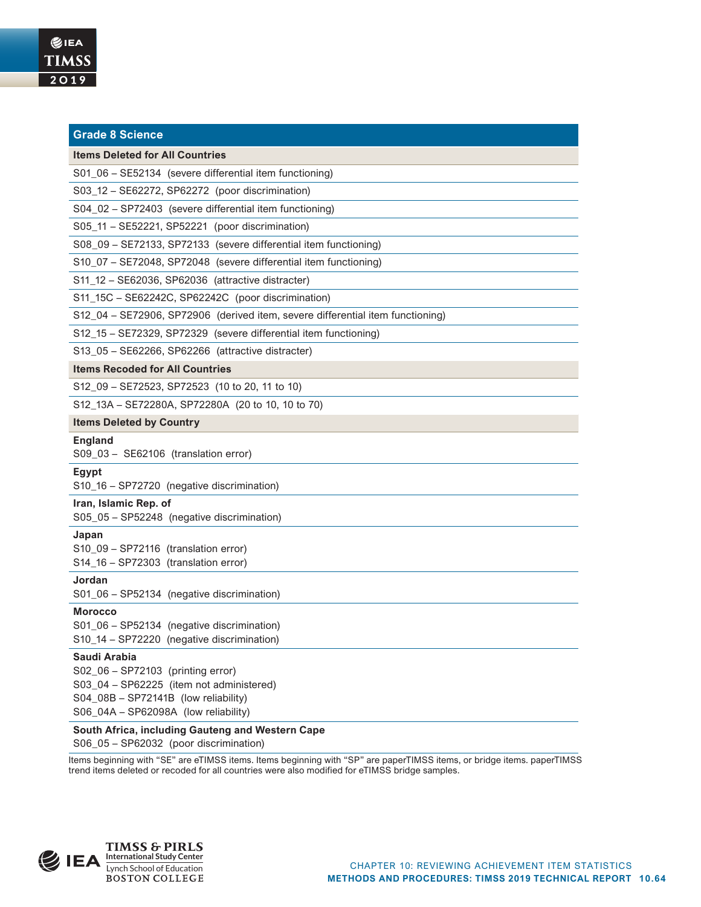| Grade 8 Science |
|---|
| **Items Deleted for All Countries** |
| S01_06 – SE52134 (severe differential item functioning) |
| S03_12 – SE62272, SP62272 (poor discrimination) |
| S04_02 – SP72403 (severe differential item functioning) |
| S05_11 – SE52221, SP52221 (poor discrimination) |
| S08_09 – SE72133, SP72133 (severe differential item functioning) |
| S10_07 – SE72048, SP72048 (severe differential item functioning) |
| S11_12 – SE62036, SP62036 (attractive distracter) |
| S11_15C – SE62242C, SP62242C (poor discrimination) |
| S12_04 – SE72906, SP72906 (derived item, severe differential item functioning) |
| S12_15 – SE72329, SP72329 (severe differential item functioning) |
| S13_05 – SE62266, SP62266 (attractive distracter) |
| **Items Recoded for All Countries** |
| S12_09 – SE72523, SP72523 (10 to 20, 11 to 10) |
| S12_13A – SE72280A, SP72280A (20 to 10, 10 to 70) |
| **Items Deleted by Country** |
| **England**<br>S09_03 – SE62106 (translation error) |
| **Egypt**<br>S10_16 – SP72720 (negative discrimination) |
| **Iran, Islamic Rep. of**<br>S05_05 – SP52248 (negative discrimination) |
| **Japan**<br>S10_09 – SP72116 (translation error)<br>S14_16 – SP72303 (translation error) |
| **Jordan**<br>S01_06 – SP52134 (negative discrimination) |
| **Morocco**<br>S01_06 – SP52134 (negative discrimination)<br>S10_14 – SP72220 (negative discrimination) |
| **Saudi Arabia**<br>S02_06 – SP72103 (printing error)<br>S03_04 – SP62225 (item not administered)<br>S04_08B – SP72141B (low reliability)<br>S06_04A – SP62098A (low reliability) |
| **South Africa, including Gauteng and Western Cape**<br>S06_05 – SP62032 (poor discrimination) |

Items beginning with "SE" are eTIMSS items. Items beginning with "SP" are paperTIMSS items, or bridge items. paperTIMSS trend items deleted or recoded for all countries were also modified for eTIMSS bridge samples.